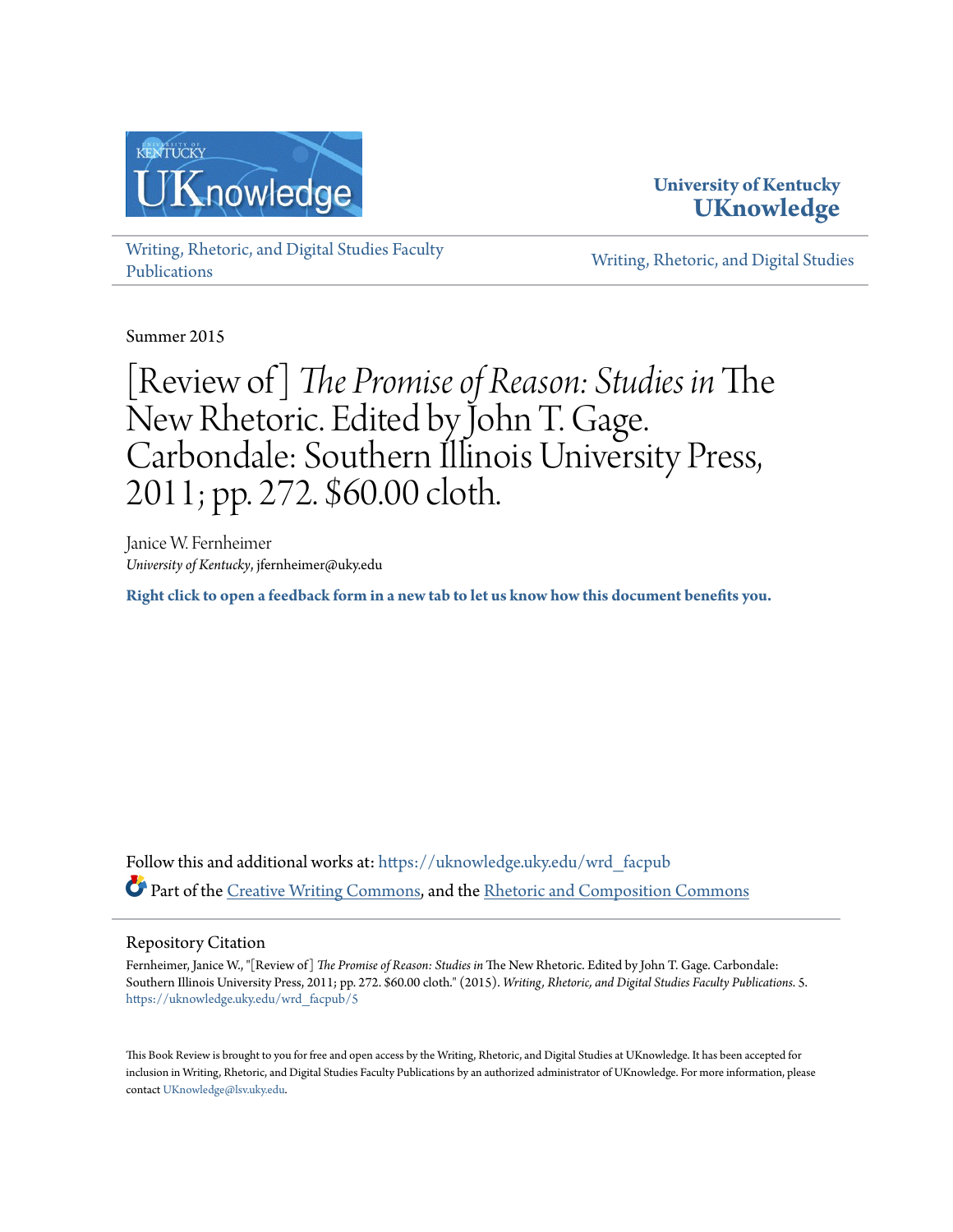University of Kentucky
**UKnowledge**

Writing, Rhetoric, and Digital Studies Faculty Publications

Writing, Rhetoric, and Digital Studies

Summer 2015

# [Review of] *The Promise of Reason: Studies in* The New Rhetoric. Edited by John T. Gage. Carbondale: Southern Illinois University Press, 2011; pp. 272. $60.00 cloth.

Janice W. Fernheimer
*University of Kentucky*, jfernheimer@uky.edu

**Right click to open a feedback form in a new tab to let us know how this document benefits you.**

Follow this and additional works at: https://uknowledge.uky.edu/wrd_facpub

Part of the Creative Writing Commons, and the Rhetoric and Composition Commons

## Repository Citation

Fernheimer, Janice W., "[Review of] *The Promise of Reason: Studies in* The New Rhetoric. Edited by John T. Gage. Carbondale: Southern Illinois University Press, 2011; pp. 272. $60.00 cloth." (2015). *Writing, Rhetoric, and Digital Studies Faculty Publications*. 5.
https://uknowledge.uky.edu/wrd_facpub/5

This Book Review is brought to you for free and open access by the Writing, Rhetoric, and Digital Studies at UKnowledge. It has been accepted for inclusion in Writing, Rhetoric, and Digital Studies Faculty Publications by an authorized administrator of UKnowledge. For more information, please contact UKnowledge@lsv.uky.edu.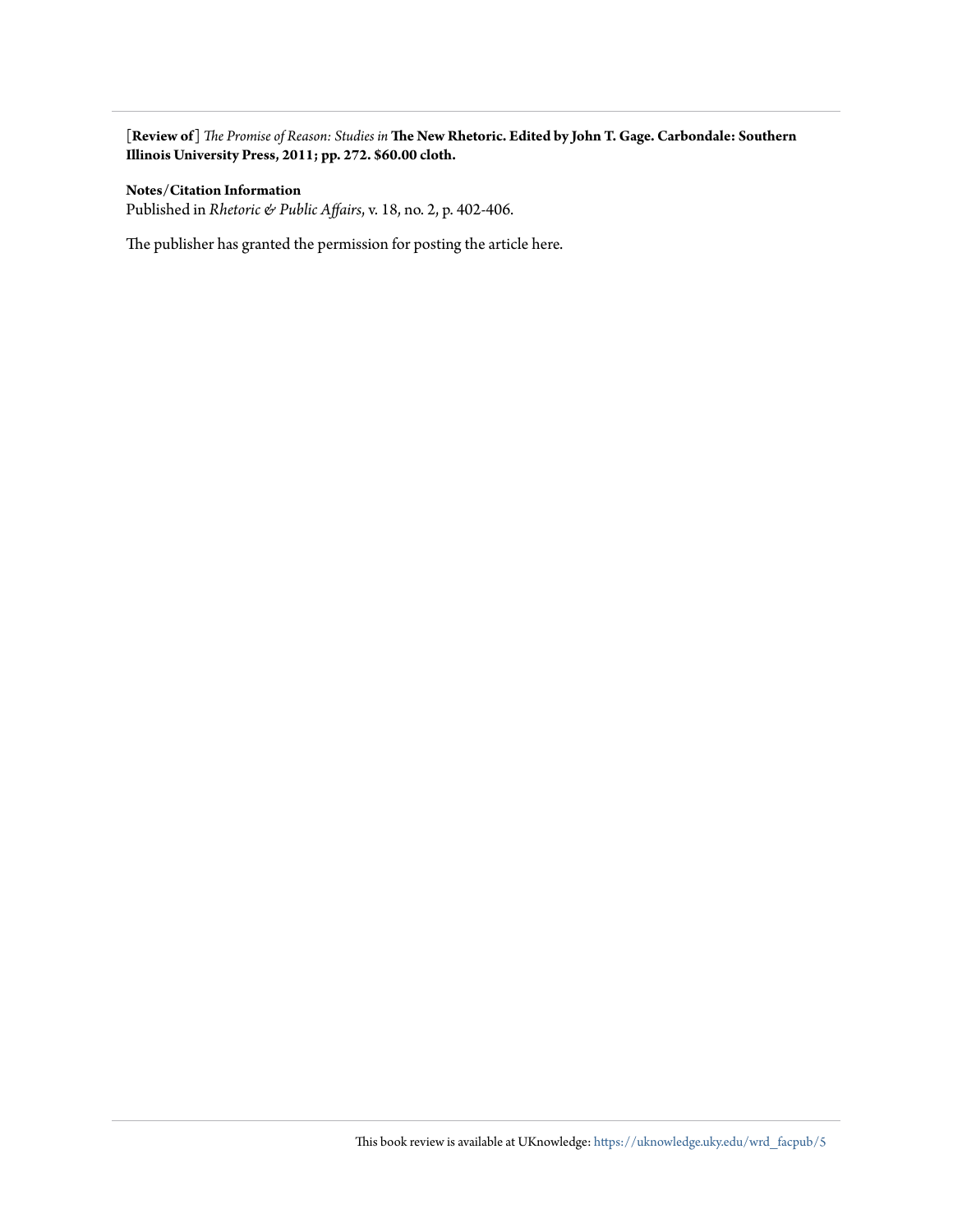[**Review of**] *The Promise of Reason: Studies in* **The New Rhetoric. Edited by John T. Gage. Carbondale: Southern Illinois University Press, 2011; pp. 272. $60.00 cloth.**

**Notes/Citation Information**

Published in *Rhetoric & Public Affairs*, v. 18, no. 2, p. 402-406.

The publisher has granted the permission for posting the article here.

This book review is available at UKnowledge: https://uknowledge.uky.edu/wrd_facpub/5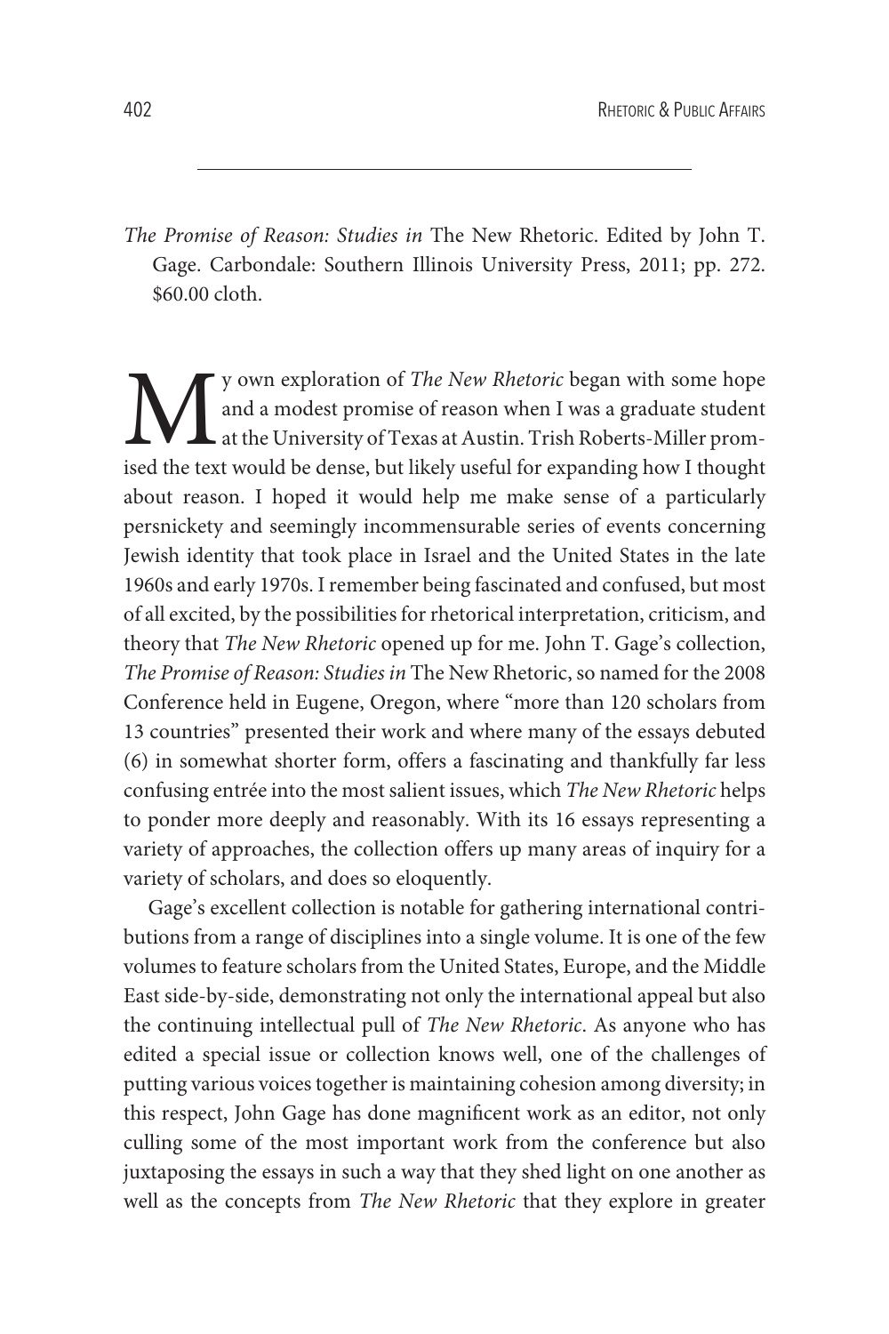*The Promise of Reason: Studies in* The New Rhetoric. Edited by John T. Gage. Carbondale: Southern Illinois University Press, 2011; pp. 272. $60.00 cloth.

My own exploration of *The New Rhetoric* began with some hope and a modest promise of reason when I was a graduate student at the University of Texas at Austin. Trish Roberts-Miller promised the text would be dense, but likely useful for expanding how I thought about reason. I hoped it would help me make sense of a particularly persnickety and seemingly incommensurable series of events concerning Jewish identity that took place in Israel and the United States in the late 1960s and early 1970s. I remember being fascinated and confused, but most of all excited, by the possibilities for rhetorical interpretation, criticism, and theory that *The New Rhetoric* opened up for me. John T. Gage's collection, *The Promise of Reason: Studies in* The New Rhetoric, so named for the 2008 Conference held in Eugene, Oregon, where "more than 120 scholars from 13 countries" presented their work and where many of the essays debuted (6) in somewhat shorter form, offers a fascinating and thankfully far less confusing entrée into the most salient issues, which *The New Rhetoric* helps to ponder more deeply and reasonably. With its 16 essays representing a variety of approaches, the collection offers up many areas of inquiry for a variety of scholars, and does so eloquently.

Gage's excellent collection is notable for gathering international contributions from a range of disciplines into a single volume. It is one of the few volumes to feature scholars from the United States, Europe, and the Middle East side-by-side, demonstrating not only the international appeal but also the continuing intellectual pull of *The New Rhetoric*. As anyone who has edited a special issue or collection knows well, one of the challenges of putting various voices together is maintaining cohesion among diversity; in this respect, John Gage has done magnificent work as an editor, not only culling some of the most important work from the conference but also juxtaposing the essays in such a way that they shed light on one another as well as the concepts from *The New Rhetoric* that they explore in greater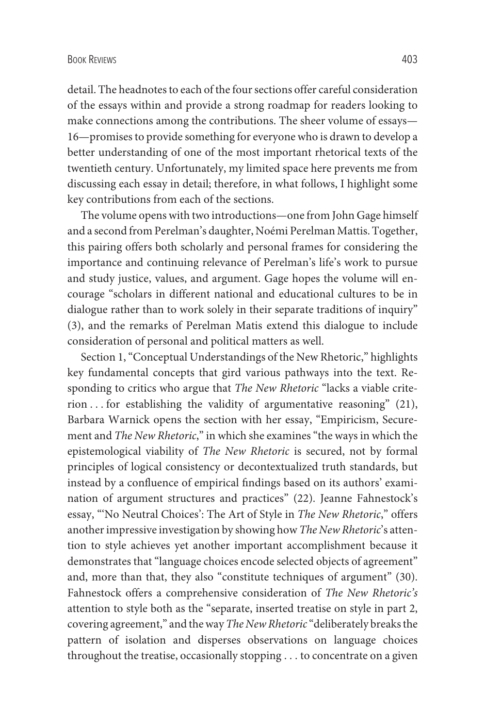detail. The headnotes to each of the four sections offer careful consideration of the essays within and provide a strong roadmap for readers looking to make connections among the contributions. The sheer volume of essays—16—promises to provide something for everyone who is drawn to develop a better understanding of one of the most important rhetorical texts of the twentieth century. Unfortunately, my limited space here prevents me from discussing each essay in detail; therefore, in what follows, I highlight some key contributions from each of the sections.

The volume opens with two introductions—one from John Gage himself and a second from Perelman's daughter, Noémi Perelman Mattis. Together, this pairing offers both scholarly and personal frames for considering the importance and continuing relevance of Perelman's life's work to pursue and study justice, values, and argument. Gage hopes the volume will encourage "scholars in different national and educational cultures to be in dialogue rather than to work solely in their separate traditions of inquiry" (3), and the remarks of Perelman Matis extend this dialogue to include consideration of personal and political matters as well.

Section 1, "Conceptual Understandings of the New Rhetoric," highlights key fundamental concepts that gird various pathways into the text. Responding to critics who argue that *The New Rhetoric* "lacks a viable criterion . . . for establishing the validity of argumentative reasoning" (21), Barbara Warnick opens the section with her essay, "Empiricism, Securement and *The New Rhetoric*," in which she examines "the ways in which the epistemological viability of *The New Rhetoric* is secured, not by formal principles of logical consistency or decontextualized truth standards, but instead by a confluence of empirical findings based on its authors' examination of argument structures and practices" (22). Jeanne Fahnestock's essay, "'No Neutral Choices': The Art of Style in *The New Rhetoric*," offers another impressive investigation by showing how *The New Rhetoric*'s attention to style achieves yet another important accomplishment because it demonstrates that "language choices encode selected objects of agreement" and, more than that, they also "constitute techniques of argument" (30). Fahnestock offers a comprehensive consideration of *The New Rhetoric's* attention to style both as the "separate, inserted treatise on style in part 2, covering agreement," and the way *The New Rhetoric* "deliberately breaks the pattern of isolation and disperses observations on language choices throughout the treatise, occasionally stopping . . . to concentrate on a given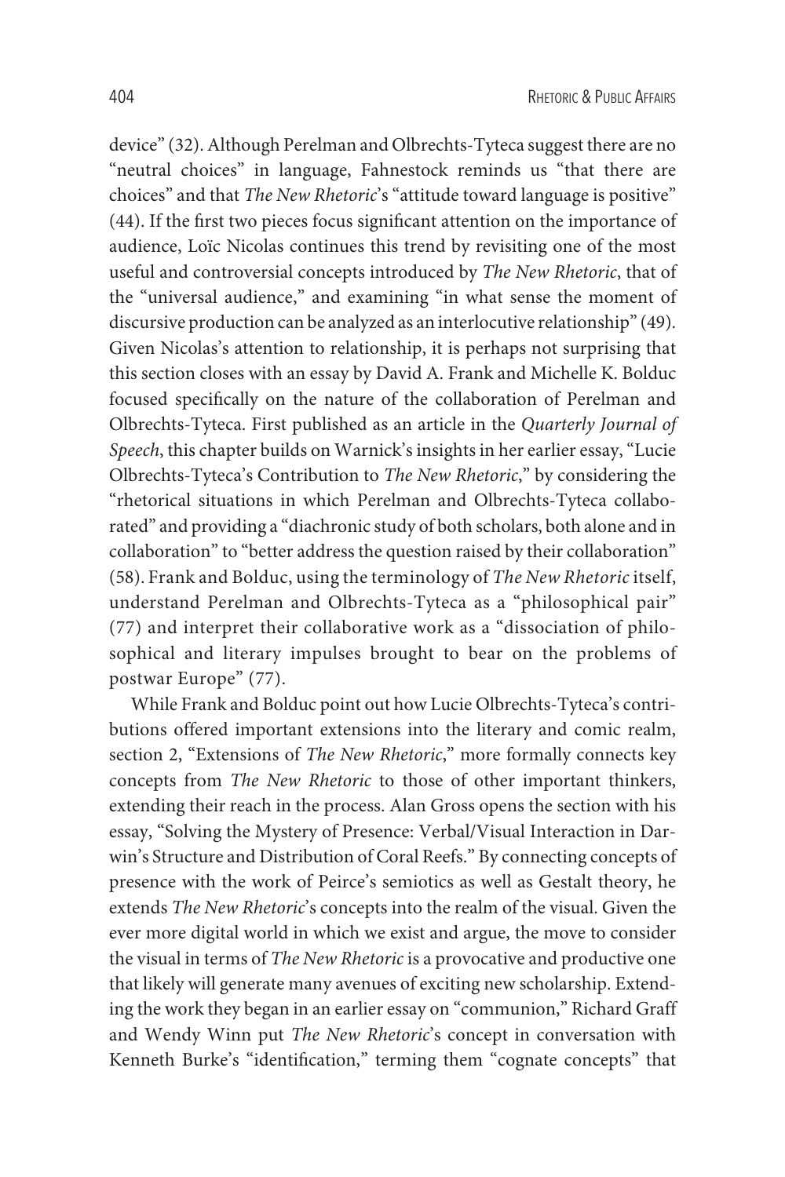device" (32). Although Perelman and Olbrechts-Tyteca suggest there are no "neutral choices" in language, Fahnestock reminds us "that there are choices" and that *The New Rhetoric*'s "attitude toward language is positive" (44). If the first two pieces focus significant attention on the importance of audience, Loïc Nicolas continues this trend by revisiting one of the most useful and controversial concepts introduced by *The New Rhetoric*, that of the "universal audience," and examining "in what sense the moment of discursive production can be analyzed as an interlocutive relationship" (49). Given Nicolas's attention to relationship, it is perhaps not surprising that this section closes with an essay by David A. Frank and Michelle K. Bolduc focused specifically on the nature of the collaboration of Perelman and Olbrechts-Tyteca. First published as an article in the *Quarterly Journal of Speech*, this chapter builds on Warnick's insights in her earlier essay, "Lucie Olbrechts-Tyteca's Contribution to *The New Rhetoric*," by considering the "rhetorical situations in which Perelman and Olbrechts-Tyteca collaborated" and providing a "diachronic study of both scholars, both alone and in collaboration" to "better address the question raised by their collaboration" (58). Frank and Bolduc, using the terminology of *The New Rhetoric* itself, understand Perelman and Olbrechts-Tyteca as a "philosophical pair" (77) and interpret their collaborative work as a "dissociation of philosophical and literary impulses brought to bear on the problems of postwar Europe" (77).

While Frank and Bolduc point out how Lucie Olbrechts-Tyteca's contributions offered important extensions into the literary and comic realm, section 2, "Extensions of *The New Rhetoric*," more formally connects key concepts from *The New Rhetoric* to those of other important thinkers, extending their reach in the process. Alan Gross opens the section with his essay, "Solving the Mystery of Presence: Verbal/Visual Interaction in Darwin's Structure and Distribution of Coral Reefs." By connecting concepts of presence with the work of Peirce's semiotics as well as Gestalt theory, he extends *The New Rhetoric*'s concepts into the realm of the visual. Given the ever more digital world in which we exist and argue, the move to consider the visual in terms of *The New Rhetoric* is a provocative and productive one that likely will generate many avenues of exciting new scholarship. Extending the work they began in an earlier essay on "communion," Richard Graff and Wendy Winn put *The New Rhetoric*'s concept in conversation with Kenneth Burke's "identification," terming them "cognate concepts" that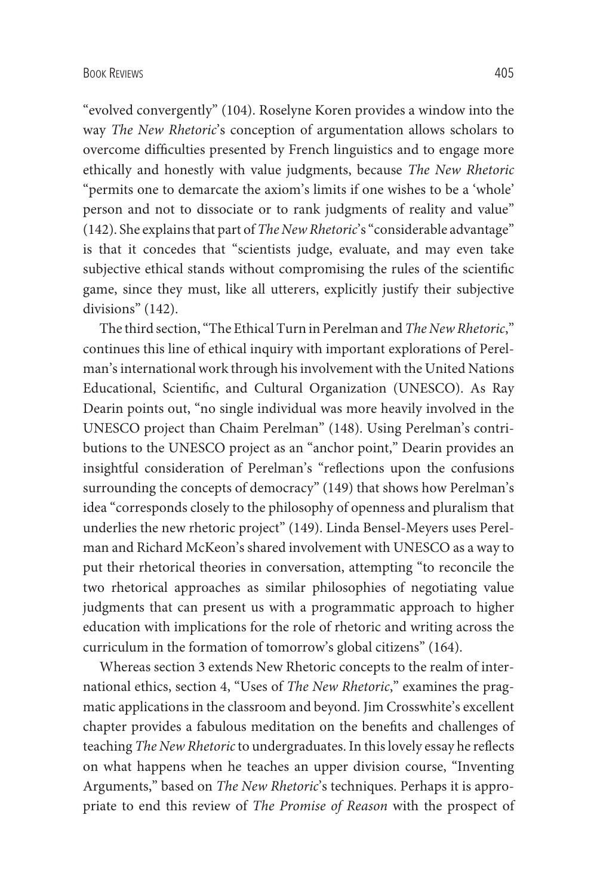"evolved convergently" (104). Roselyne Koren provides a window into the way *The New Rhetoric*'s conception of argumentation allows scholars to overcome difficulties presented by French linguistics and to engage more ethically and honestly with value judgments, because *The New Rhetoric* "permits one to demarcate the axiom's limits if one wishes to be a 'whole' person and not to dissociate or to rank judgments of reality and value" (142). She explains that part of *The New Rhetoric*'s "considerable advantage" is that it concedes that "scientists judge, evaluate, and may even take subjective ethical stands without compromising the rules of the scientific game, since they must, like all utterers, explicitly justify their subjective divisions" (142).

The third section, "The Ethical Turn in Perelman and *The New Rhetoric*," continues this line of ethical inquiry with important explorations of Perelman's international work through his involvement with the United Nations Educational, Scientific, and Cultural Organization (UNESCO). As Ray Dearin points out, "no single individual was more heavily involved in the UNESCO project than Chaim Perelman" (148). Using Perelman's contributions to the UNESCO project as an "anchor point," Dearin provides an insightful consideration of Perelman's "reflections upon the confusions surrounding the concepts of democracy" (149) that shows how Perelman's idea "corresponds closely to the philosophy of openness and pluralism that underlies the new rhetoric project" (149). Linda Bensel-Meyers uses Perelman and Richard McKeon's shared involvement with UNESCO as a way to put their rhetorical theories in conversation, attempting "to reconcile the two rhetorical approaches as similar philosophies of negotiating value judgments that can present us with a programmatic approach to higher education with implications for the role of rhetoric and writing across the curriculum in the formation of tomorrow's global citizens" (164).

Whereas section 3 extends New Rhetoric concepts to the realm of international ethics, section 4, "Uses of *The New Rhetoric*," examines the pragmatic applications in the classroom and beyond. Jim Crosswhite's excellent chapter provides a fabulous meditation on the benefits and challenges of teaching *The New Rhetoric* to undergraduates. In this lovely essay he reflects on what happens when he teaches an upper division course, "Inventing Arguments," based on *The New Rhetoric*'s techniques. Perhaps it is appropriate to end this review of *The Promise of Reason* with the prospect of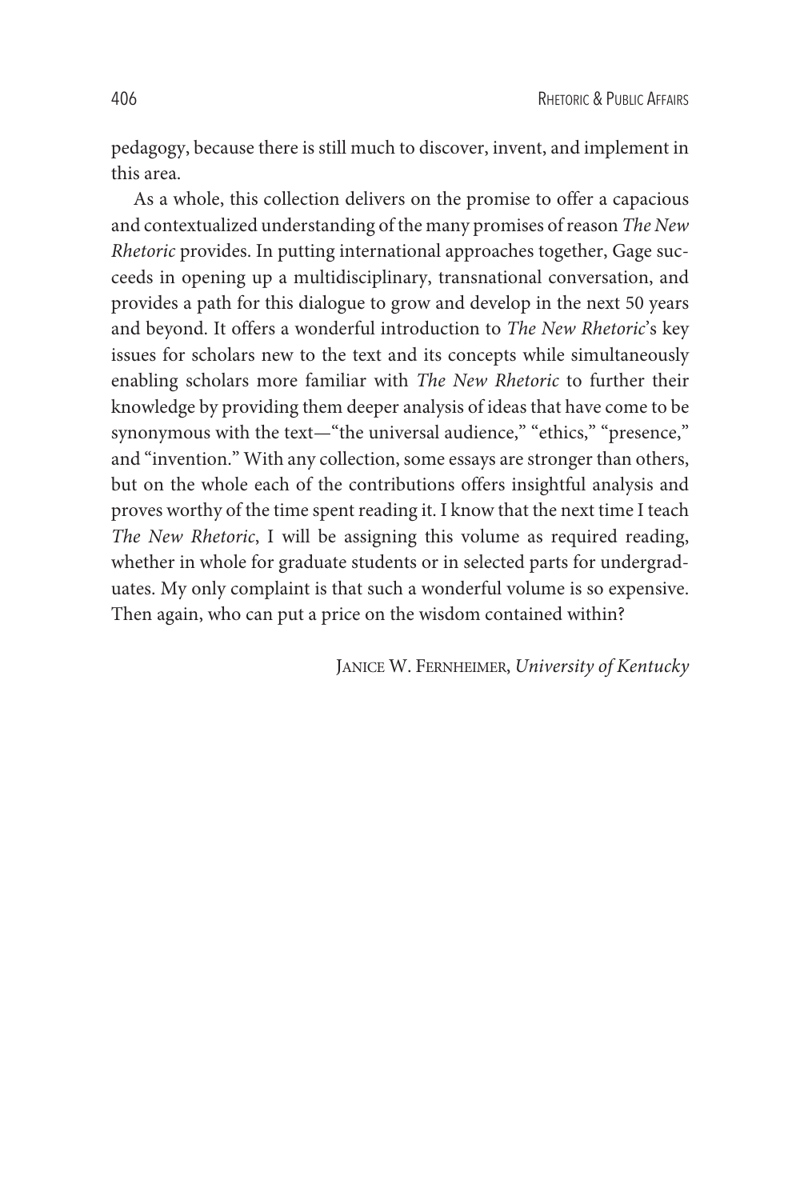pedagogy, because there is still much to discover, invent, and implement in this area.

As a whole, this collection delivers on the promise to offer a capacious and contextualized understanding of the many promises of reason *The New Rhetoric* provides. In putting international approaches together, Gage succeeds in opening up a multidisciplinary, transnational conversation, and provides a path for this dialogue to grow and develop in the next 50 years and beyond. It offers a wonderful introduction to *The New Rhetoric*'s key issues for scholars new to the text and its concepts while simultaneously enabling scholars more familiar with *The New Rhetoric* to further their knowledge by providing them deeper analysis of ideas that have come to be synonymous with the text—"the universal audience," "ethics," "presence," and "invention." With any collection, some essays are stronger than others, but on the whole each of the contributions offers insightful analysis and proves worthy of the time spent reading it. I know that the next time I teach *The New Rhetoric*, I will be assigning this volume as required reading, whether in whole for graduate students or in selected parts for undergraduates. My only complaint is that such a wonderful volume is so expensive. Then again, who can put a price on the wisdom contained within?

JANICE W. FERNHEIMER, *University of Kentucky*